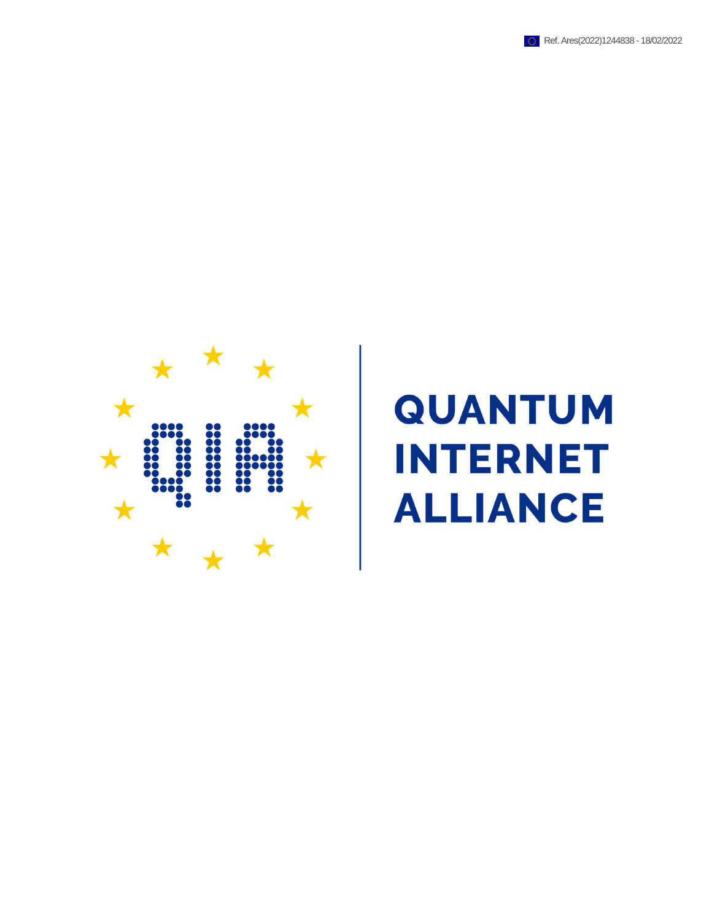Ref. Ares(2022)1244838 - 18/02/2022

# QUANTUM INTERNET ALLIANCE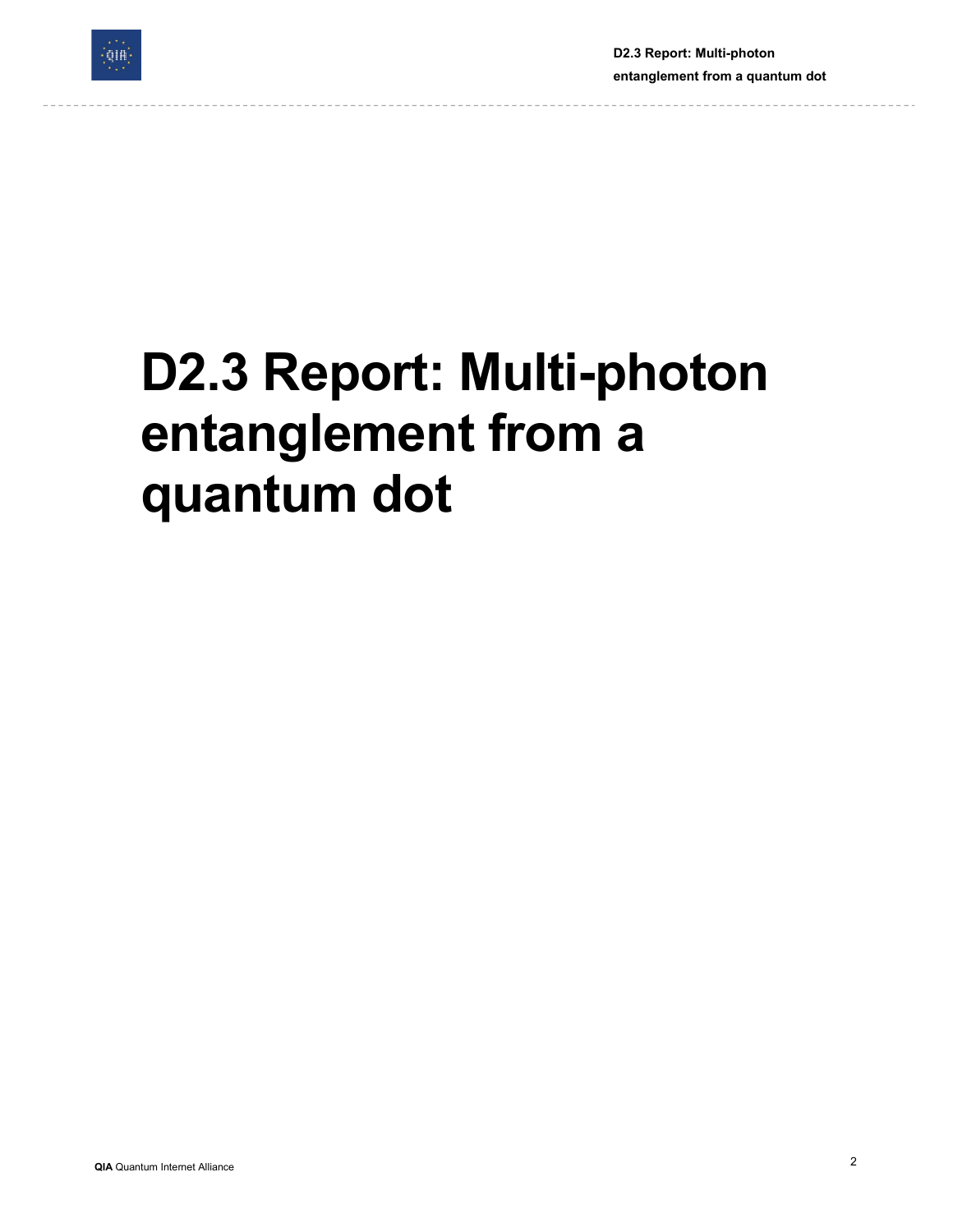# D2.3 Report: Multi-photon entanglement from a quantum dot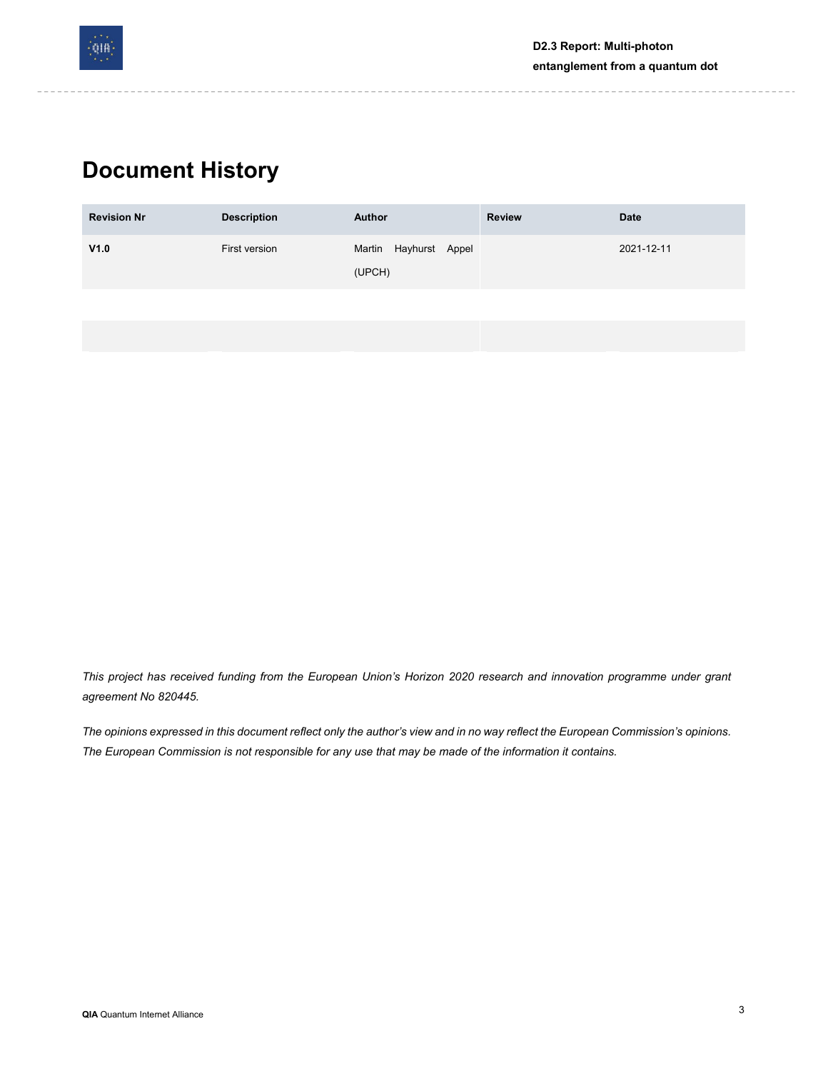# Document History

| Revision Nr | Description | Author | Review | Date |
| --- | --- | --- | --- | --- |
| **V1.0** | First version | Martin Hayhurst Appel (UPCH) | | 2021-12-11 |
| | | | | |
| | | | | |

*This project has received funding from the European Union's Horizon 2020 research and innovation programme under grant agreement No 820445.*

*The opinions expressed in this document reflect only the author's view and in no way reflect the European Commission's opinions. The European Commission is not responsible for any use that may be made of the information it contains.*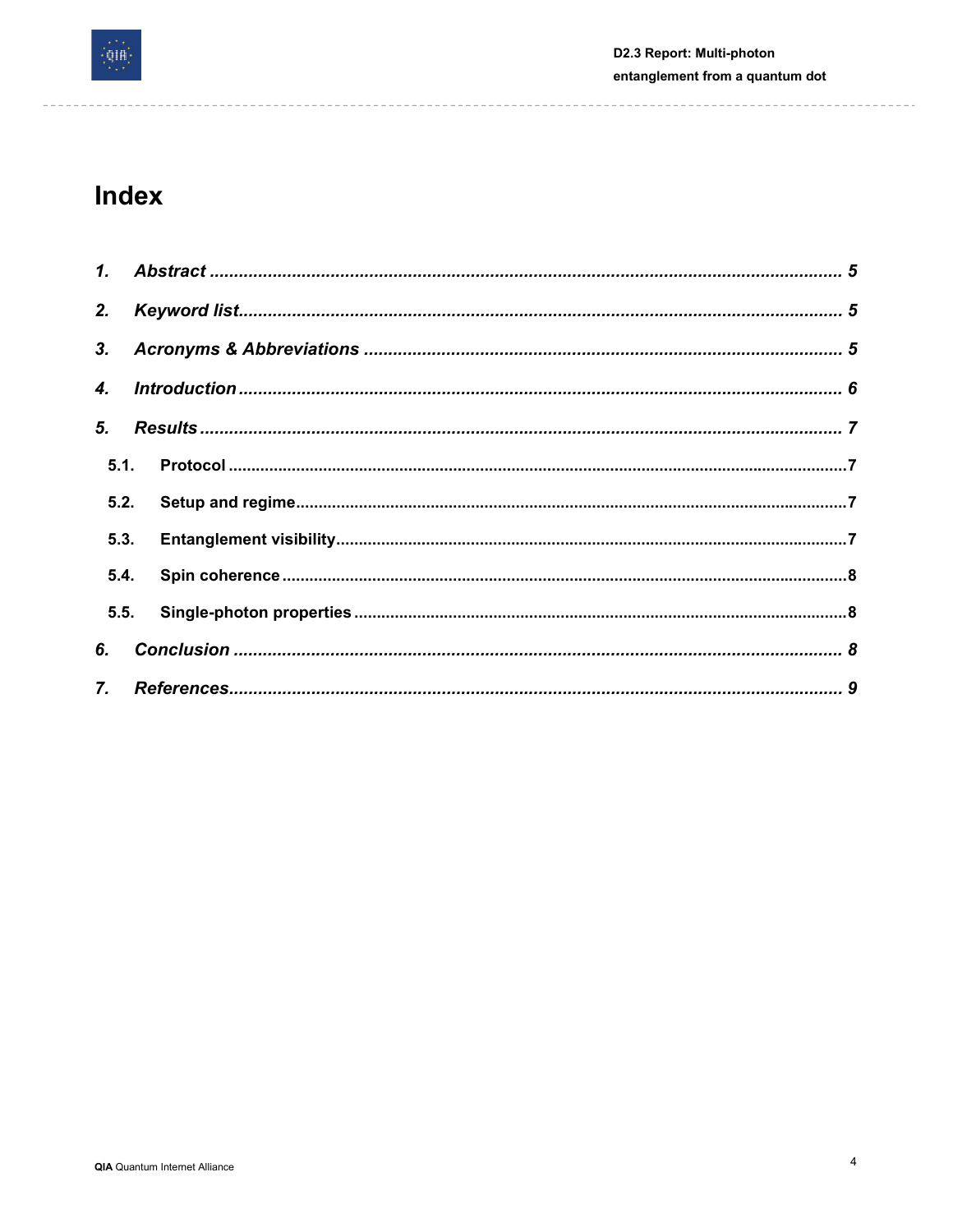# Index

1. **Abstract** ........................................................................ 5
2. **Keyword list** ........................................................................ 5
3. **Acronyms & Abbreviations** ........................................................................ 5
4. **Introduction** ........................................................................ 6
5. **Results** ........................................................................ 7
   - 5.1. Protocol ........................................................................ 7
   - 5.2. Setup and regime ........................................................................ 7
   - 5.3. Entanglement visibility ........................................................................ 7
   - 5.4. Spin coherence ........................................................................ 8
   - 5.5. Single-photon properties ........................................................................ 8
6. **Conclusion** ........................................................................ 8
7. **References** ........................................................................ 9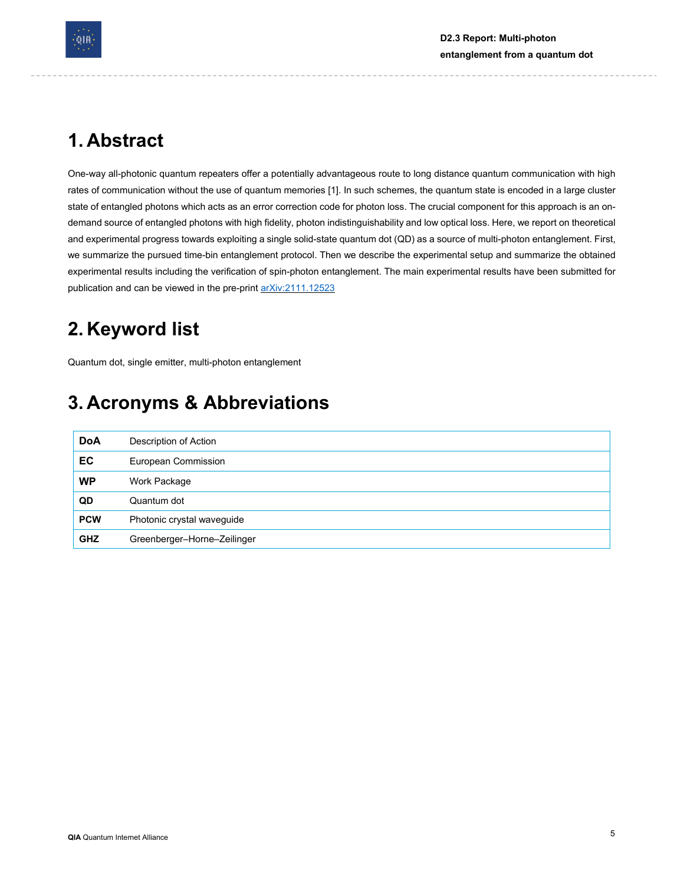# 1. Abstract

One-way all-photonic quantum repeaters offer a potentially advantageous route to long distance quantum communication with high rates of communication without the use of quantum memories [1]. In such schemes, the quantum state is encoded in a large cluster state of entangled photons which acts as an error correction code for photon loss. The crucial component for this approach is an on-demand source of entangled photons with high fidelity, photon indistinguishability and low optical loss. Here, we report on theoretical and experimental progress towards exploiting a single solid-state quantum dot (QD) as a source of multi-photon entanglement. First, we summarize the pursued time-bin entanglement protocol. Then we describe the experimental setup and summarize the obtained experimental results including the verification of spin-photon entanglement. The main experimental results have been submitted for publication and can be viewed in the pre-print [arXiv:2111.12523](https://arxiv.org/abs/2111.12523)

# 2. Keyword list

Quantum dot, single emitter, multi-photon entanglement

# 3. Acronyms & Abbreviations

| | |
|---|---|
| **DoA** | Description of Action |
| **EC** | European Commission |
| **WP** | Work Package |
| **QD** | Quantum dot |
| **PCW** | Photonic crystal waveguide |
| **GHZ** | Greenberger–Horne–Zeilinger |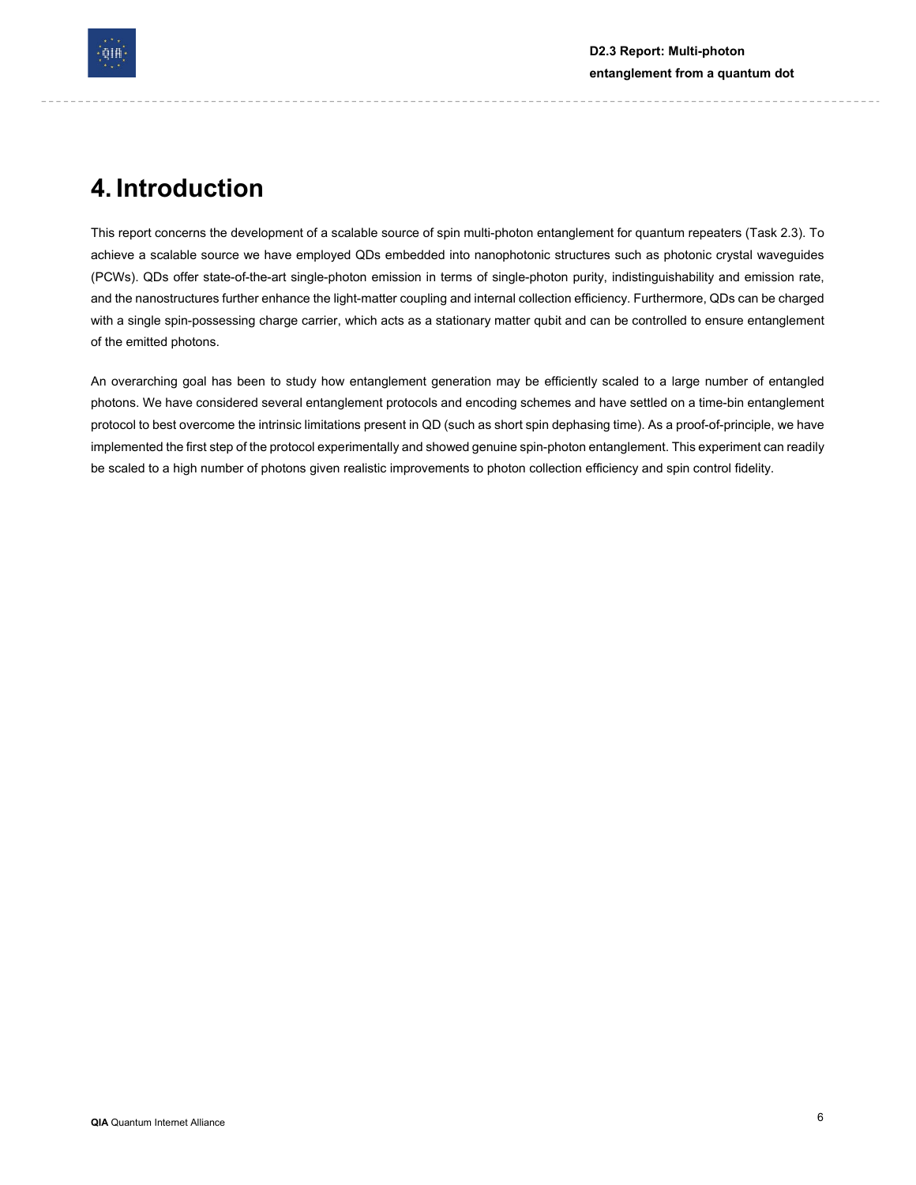# 4. Introduction

This report concerns the development of a scalable source of spin multi-photon entanglement for quantum repeaters (Task 2.3). To achieve a scalable source we have employed QDs embedded into nanophotonic structures such as photonic crystal waveguides (PCWs). QDs offer state-of-the-art single-photon emission in terms of single-photon purity, indistinguishability and emission rate, and the nanostructures further enhance the light-matter coupling and internal collection efficiency. Furthermore, QDs can be charged with a single spin-possessing charge carrier, which acts as a stationary matter qubit and can be controlled to ensure entanglement of the emitted photons.

An overarching goal has been to study how entanglement generation may be efficiently scaled to a large number of entangled photons. We have considered several entanglement protocols and encoding schemes and have settled on a time-bin entanglement protocol to best overcome the intrinsic limitations present in QD (such as short spin dephasing time). As a proof-of-principle, we have implemented the first step of the protocol experimentally and showed genuine spin-photon entanglement. This experiment can readily be scaled to a high number of photons given realistic improvements to photon collection efficiency and spin control fidelity.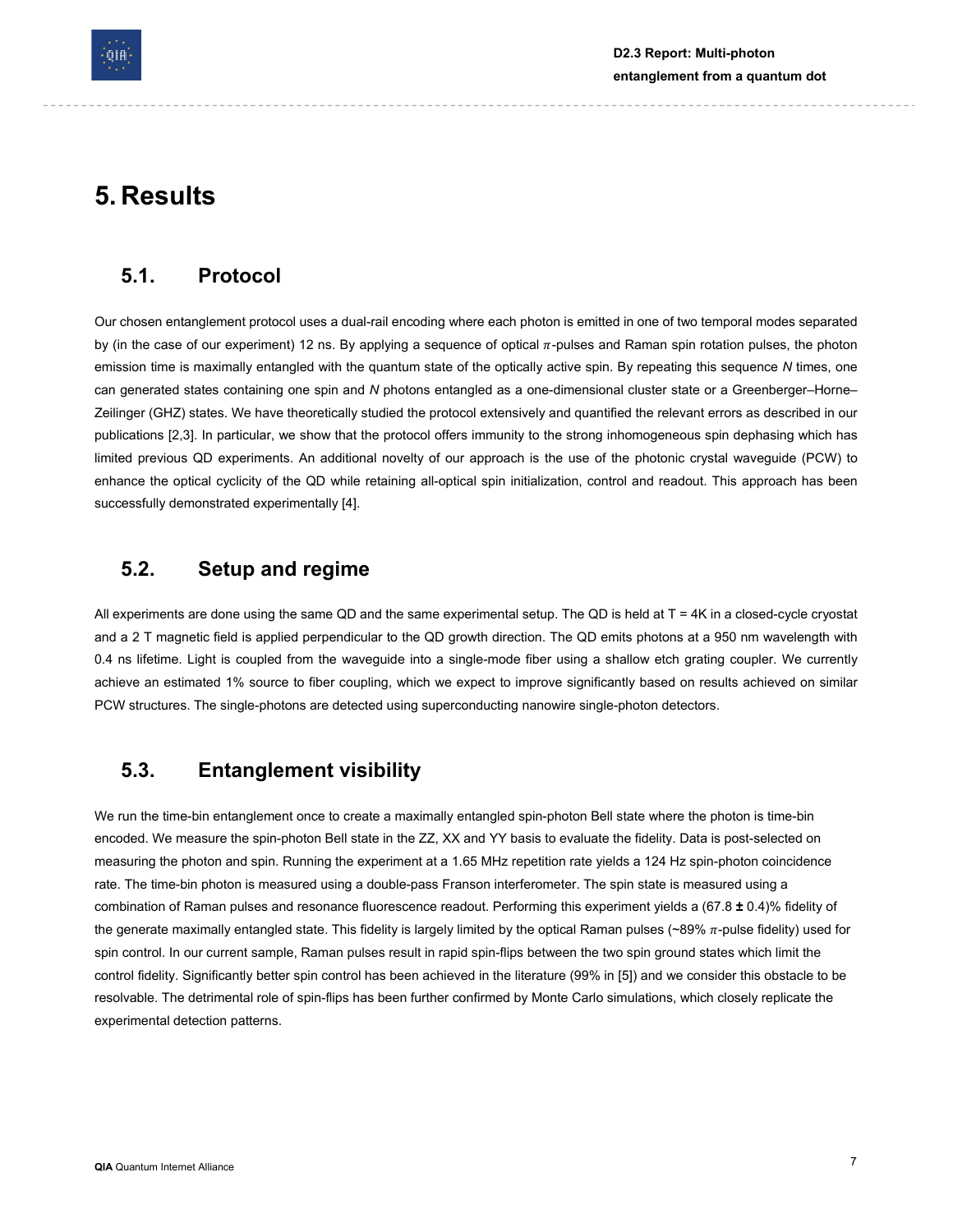# 5. Results

## 5.1. Protocol

Our chosen entanglement protocol uses a dual-rail encoding where each photon is emitted in one of two temporal modes separated by (in the case of our experiment) 12 ns. By applying a sequence of optical $\pi$-pulses and Raman spin rotation pulses, the photon emission time is maximally entangled with the quantum state of the optically active spin. By repeating this sequence *N* times, one can generated states containing one spin and *N* photons entangled as a one-dimensional cluster state or a Greenberger–Horne–Zeilinger (GHZ) states. We have theoretically studied the protocol extensively and quantified the relevant errors as described in our publications [2,3]. In particular, we show that the protocol offers immunity to the strong inhomogeneous spin dephasing which has limited previous QD experiments. An additional novelty of our approach is the use of the photonic crystal waveguide (PCW) to enhance the optical cyclicity of the QD while retaining all-optical spin initialization, control and readout. This approach has been successfully demonstrated experimentally [4].

## 5.2. Setup and regime

All experiments are done using the same QD and the same experimental setup. The QD is held at T = 4K in a closed-cycle cryostat and a 2 T magnetic field is applied perpendicular to the QD growth direction. The QD emits photons at a 950 nm wavelength with 0.4 ns lifetime. Light is coupled from the waveguide into a single-mode fiber using a shallow etch grating coupler. We currently achieve an estimated 1% source to fiber coupling, which we expect to improve significantly based on results achieved on similar PCW structures. The single-photons are detected using superconducting nanowire single-photon detectors.

## 5.3. Entanglement visibility

We run the time-bin entanglement once to create a maximally entangled spin-photon Bell state where the photon is time-bin encoded. We measure the spin-photon Bell state in the ZZ, XX and YY basis to evaluate the fidelity. Data is post-selected on measuring the photon and spin. Running the experiment at a 1.65 MHz repetition rate yields a 124 Hz spin-photon coincidence rate. The time-bin photon is measured using a double-pass Franson interferometer. The spin state is measured using a combination of Raman pulses and resonance fluorescence readout. Performing this experiment yields a (67.8 **±** 0.4)% fidelity of the generate maximally entangled state. This fidelity is largely limited by the optical Raman pulses (~89% $\pi$-pulse fidelity) used for spin control. In our current sample, Raman pulses result in rapid spin-flips between the two spin ground states which limit the control fidelity. Significantly better spin control has been achieved in the literature (99% in [5]) and we consider this obstacle to be resolvable. The detrimental role of spin-flips has been further confirmed by Monte Carlo simulations, which closely replicate the experimental detection patterns.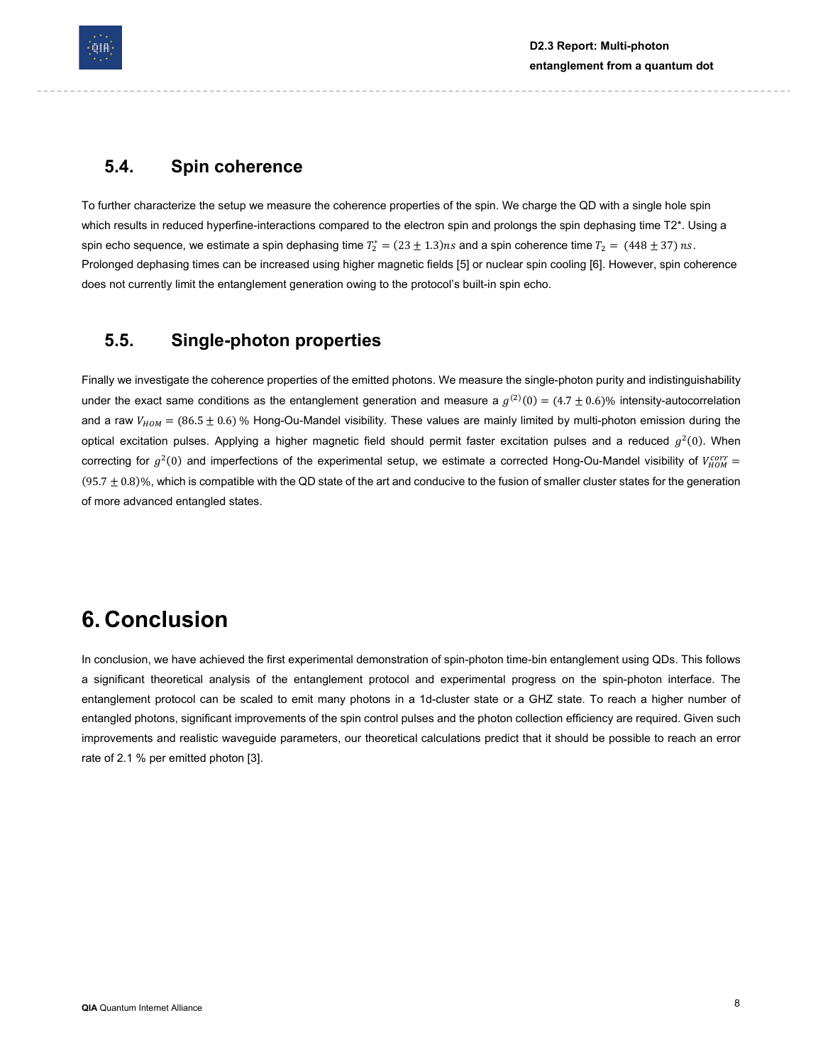## 5.4. Spin coherence

To further characterize the setup we measure the coherence properties of the spin. We charge the QD with a single hole spin which results in reduced hyperfine-interactions compared to the electron spin and prolongs the spin dephasing time T2*. Using a spin echo sequence, we estimate a spin dephasing time $T_2^* = (23 \pm 1.3) ns$ and a spin coherence time $T_2 = (448 \pm 37)\, ns$. Prolonged dephasing times can be increased using higher magnetic fields [5] or nuclear spin cooling [6]. However, spin coherence does not currently limit the entanglement generation owing to the protocol's built-in spin echo.

## 5.5. Single-photon properties

Finally we investigate the coherence properties of the emitted photons. We measure the single-photon purity and indistinguishability under the exact same conditions as the entanglement generation and measure a $g^{(2)}(0) = (4.7 \pm 0.6)\%$ intensity-autocorrelation and a raw $V_{HOM} = (86.5 \pm 0.6)\ \%$ Hong-Ou-Mandel visibility. These values are mainly limited by multi-photon emission during the optical excitation pulses. Applying a higher magnetic field should permit faster excitation pulses and a reduced $g^2(0)$. When correcting for $g^2(0)$ and imperfections of the experimental setup, we estimate a corrected Hong-Ou-Mandel visibility of $V_{HOM}^{corr} = (95.7 \pm 0.8)\%$, which is compatible with the QD state of the art and conducive to the fusion of smaller cluster states for the generation of more advanced entangled states.

# 6. Conclusion

In conclusion, we have achieved the first experimental demonstration of spin-photon time-bin entanglement using QDs. This follows a significant theoretical analysis of the entanglement protocol and experimental progress on the spin-photon interface. The entanglement protocol can be scaled to emit many photons in a 1d-cluster state or a GHZ state. To reach a higher number of entangled photons, significant improvements of the spin control pulses and the photon collection efficiency are required. Given such improvements and realistic waveguide parameters, our theoretical calculations predict that it should be possible to reach an error rate of 2.1 % per emitted photon [3].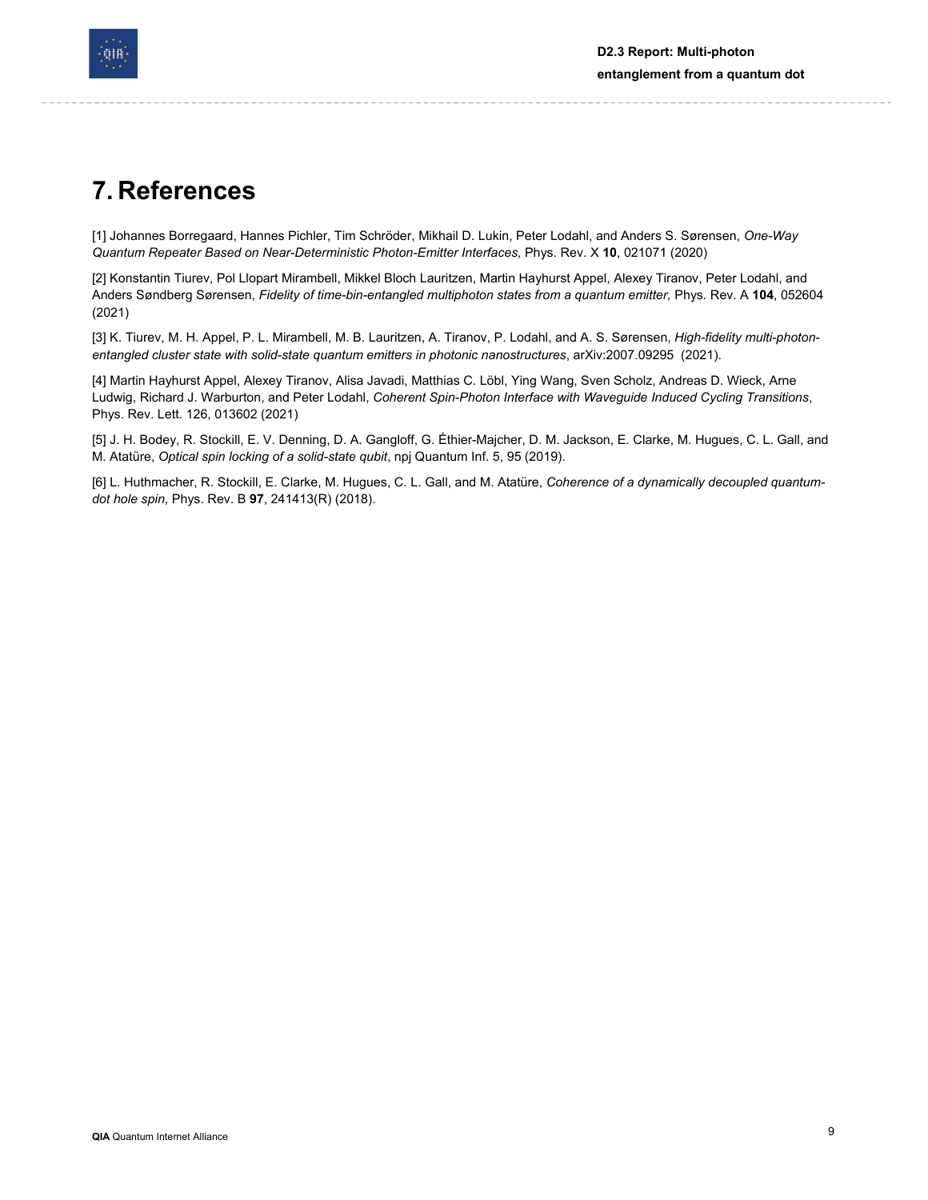# 7. References

[1] Johannes Borregaard, Hannes Pichler, Tim Schröder, Mikhail D. Lukin, Peter Lodahl, and Anders S. Sørensen, *One-Way Quantum Repeater Based on Near-Deterministic Photon-Emitter Interfaces,* Phys. Rev. X **10**, 021071 (2020)

[2] Konstantin Tiurev, Pol Llopart Mirambell, Mikkel Bloch Lauritzen, Martin Hayhurst Appel, Alexey Tiranov, Peter Lodahl, and Anders Søndberg Sørensen, *Fidelity of time-bin-entangled multiphoton states from a quantum emitter,* Phys. Rev. A **104**, 052604 (2021)

[3] K. Tiurev, M. H. Appel, P. L. Mirambell, M. B. Lauritzen, A. Tiranov, P. Lodahl, and A. S. Sørensen, *High-fidelity multi-photon-entangled cluster state with solid-state quantum emitters in photonic nanostructures*, arXiv:2007.09295 (2021).

[4] Martin Hayhurst Appel, Alexey Tiranov, Alisa Javadi, Matthias C. Löbl, Ying Wang, Sven Scholz, Andreas D. Wieck, Arne Ludwig, Richard J. Warburton, and Peter Lodahl, *Coherent Spin-Photon Interface with Waveguide Induced Cycling Transitions*, Phys. Rev. Lett. 126, 013602 (2021)

[5] J. H. Bodey, R. Stockill, E. V. Denning, D. A. Gangloff, G. Éthier-Majcher, D. M. Jackson, E. Clarke, M. Hugues, C. L. Gall, and M. Atatüre, *Optical spin locking of a solid-state qubit*, npj Quantum Inf. 5, 95 (2019).

[6] L. Huthmacher, R. Stockill, E. Clarke, M. Hugues, C. L. Gall, and M. Atatüre, *Coherence of a dynamically decoupled quantum-dot hole spin*, Phys. Rev. B **97**, 241413(R) (2018).